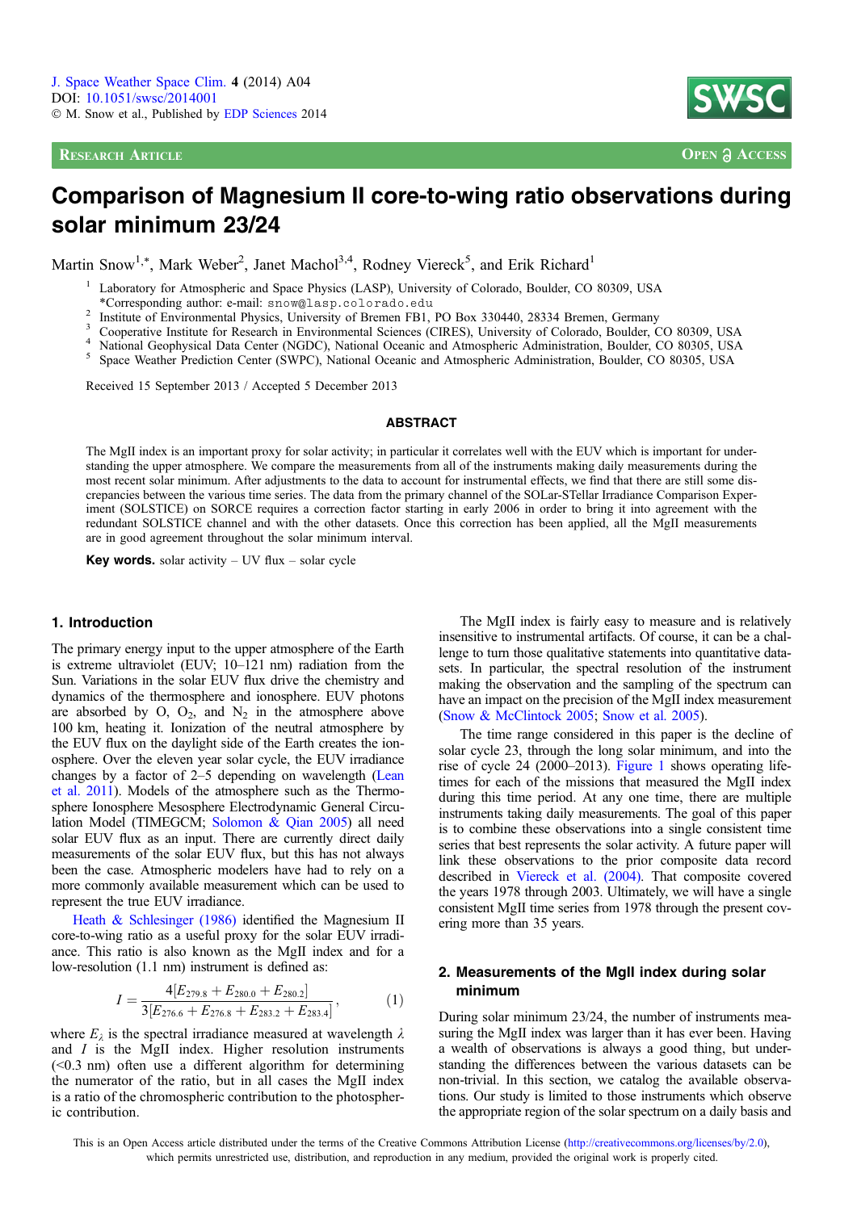RESEARCH ARTICLE

# Comparison of Magnesium II core-to-wing ratio observations during solar minimum 23/24

Martin Snow[1,*], Mark Weber[2], Janet Machol[3,4], Rodney Viereck[5], and Erik Richard[1]

[1] Laboratory for Atmospheric and Space Physics (LASP), University of Colorado, Boulder, CO 80309, USA
*Corresponding author: e-mail: snow@lasp.colorado.edu

[2] Institute of Environmental Physics, University of Bremen FB1, PO Box 330440, 28334 Bremen, Germany

[3] Cooperative Institute for Research in Environmental Sciences (CIRES), University of Colorado, Boulder, CO 80309, USA

[4] National Geophysical Data Center (NGDC), National Oceanic and Atmospheric Administration, Boulder, CO 80305, USA

[5] Space Weather Prediction Center (SWPC), National Oceanic and Atmospheric Administration, Boulder, CO 80305, USA

Received 15 September 2013 / Accepted 5 December 2013

## ABSTRACT

The MgII index is an important proxy for solar activity; in particular it correlates well with the EUV which is important for understanding the upper atmosphere. We compare the measurements from all of the instruments making daily measurements during the most recent solar minimum. After adjustments to the data to account for instrumental effects, we find that there are still some discrepancies between the various time series. The data from the primary channel of the SOLar-STellar Irradiance Comparison Experiment (SOLSTICE) on SORCE requires a correction factor starting in early 2006 in order to bring it into agreement with the redundant SOLSTICE channel and with the other datasets. Once this correction has been applied, all the MgII measurements are in good agreement throughout the solar minimum interval.

**Key words.** solar activity – UV flux – solar cycle

## 1. Introduction

The primary energy input to the upper atmosphere of the Earth is extreme ultraviolet (EUV; 10–121 nm) radiation from the Sun. Variations in the solar EUV flux drive the chemistry and dynamics of the thermosphere and ionosphere. EUV photons are absorbed by O, $O_2$, and $N_2$ in the atmosphere above 100 km, heating it. Ionization of the neutral atmosphere by the EUV flux on the daylight side of the Earth creates the ionosphere. Over the eleven year solar cycle, the EUV irradiance changes by a factor of 2–5 depending on wavelength (Lean et al. 2011). Models of the atmosphere such as the Thermosphere Ionosphere Mesosphere Electrodynamic General Circulation Model (TIMEGCM; Solomon & Qian 2005) all need solar EUV flux as an input. There are currently direct daily measurements of the solar EUV flux, but this has not always been the case. Atmospheric modelers have had to rely on a more commonly available measurement which can be used to represent the true EUV irradiance.

Heath & Schlesinger (1986) identified the Magnesium II core-to-wing ratio as a useful proxy for the solar EUV irradiance. This ratio is also known as the MgII index and for a low-resolution (1.1 nm) instrument is defined as:

$$I = \frac{4[E_{279.8} + E_{280.0} + E_{280.2}]}{3[E_{276.6} + E_{276.8} + E_{283.2} + E_{283.4}]}, \qquad (1)$$

where $E_\lambda$ is the spectral irradiance measured at wavelength $\lambda$ and $I$ is the MgII index. Higher resolution instruments (<0.3 nm) often use a different algorithm for determining the numerator of the ratio, but in all cases the MgII index is a ratio of the chromospheric contribution to the photospheric contribution.

The MgII index is fairly easy to measure and is relatively insensitive to instrumental artifacts. Of course, it can be a challenge to turn those qualitative statements into quantitative datasets. In particular, the spectral resolution of the instrument making the observation and the sampling of the spectrum can have an impact on the precision of the MgII index measurement (Snow & McClintock 2005; Snow et al. 2005).

The time range considered in this paper is the decline of solar cycle 23, through the long solar minimum, and into the rise of cycle 24 (2000–2013). Figure 1 shows operating lifetimes for each of the missions that measured the MgII index during this time period. At any one time, there are multiple instruments taking daily measurements. The goal of this paper is to combine these observations into a single consistent time series that best represents the solar activity. A future paper will link these observations to the prior composite data record described in Viereck et al. (2004). That composite covered the years 1978 through 2003. Ultimately, we will have a single consistent MgII time series from 1978 through the present covering more than 35 years.

## 2. Measurements of the MgII index during solar minimum

During solar minimum 23/24, the number of instruments measuring the MgII index was larger than it has ever been. Having a wealth of observations is always a good thing, but understanding the differences between the various datasets can be non-trivial. In this section, we catalog the available observations. Our study is limited to those instruments which observe the appropriate region of the solar spectrum on a daily basis and

This is an Open Access article distributed under the terms of the Creative Commons Attribution License (http://creativecommons.org/licenses/by/2.0), which permits unrestricted use, distribution, and reproduction in any medium, provided the original work is properly cited.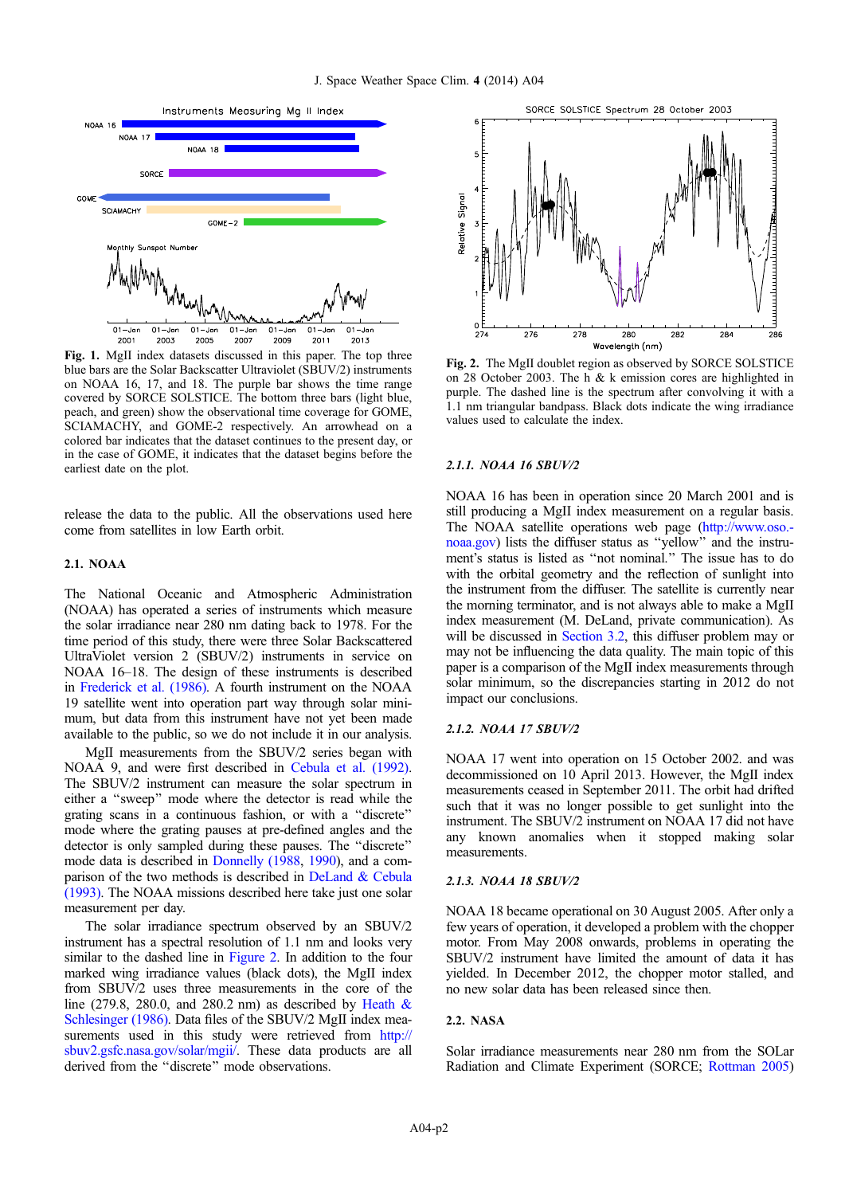Instruments Measuring Mg II Index

NOAA 16

NOAA 17

NOAA 18

SORCE

GOME

SCIAMACHY

GOME−2

Monthly Sunspot Number

01−Jan 2001

01−Jan 2003

01−Jan 2005

01−Jan 2007

01−Jan 2009

01−Jan 2011

01−Jan 2013

**Fig. 1.** MgII index datasets discussed in this paper. The top three blue bars are the Solar Backscatter Ultraviolet (SBUV/2) instruments on NOAA 16, 17, and 18. The purple bar shows the time range covered by SORCE SOLSTICE. The bottom three bars (light blue, peach, and green) show the observational time coverage for GOME, SCIAMACHY, and GOME-2 respectively. An arrowhead on a colored bar indicates that the dataset continues to the present day, or in the case of GOME, it indicates that the dataset begins before the earliest date on the plot.

release the data to the public. All the observations used here come from satellites in low Earth orbit.

### 2.1. NOAA

The National Oceanic and Atmospheric Administration (NOAA) has operated a series of instruments which measure the solar irradiance near 280 nm dating back to 1978. For the time period of this study, there were three Solar Backscattered UltraViolet version 2 (SBUV/2) instruments in service on NOAA 16–18. The design of these instruments is described in Frederick et al. (1986). A fourth instrument on the NOAA 19 satellite went into operation part way through solar minimum, but data from this instrument have not yet been made available to the public, so we do not include it in our analysis.

MgII measurements from the SBUV/2 series began with NOAA 9, and were first described in Cebula et al. (1992). The SBUV/2 instrument can measure the solar spectrum in either a "sweep" mode where the detector is read while the grating scans in a continuous fashion, or with a "discrete" mode where the grating pauses at pre-defined angles and the detector is only sampled during these pauses. The "discrete" mode data is described in Donnelly (1988, 1990), and a comparison of the two methods is described in DeLand & Cebula (1993). The NOAA missions described here take just one solar measurement per day.

The solar irradiance spectrum observed by an SBUV/2 instrument has a spectral resolution of 1.1 nm and looks very similar to the dashed line in Figure 2. In addition to the four marked wing irradiance values (black dots), the MgII index from SBUV/2 uses three measurements in the core of the line (279.8, 280.0, and 280.2 nm) as described by Heath & Schlesinger (1986). Data files of the SBUV/2 MgII index measurements used in this study were retrieved from http://sbuv2.gsfc.nasa.gov/solar/mgii/. These data products are all derived from the "discrete" mode observations.

SORCE SOLSTICE Spectrum 28 October 2003

Relative Signal

Wavelength (nm)

0
1
2
3
4
5
6

274
276
278
280
282
284
286

**Fig. 2.** The MgII doublet region as observed by SORCE SOLSTICE on 28 October 2003. The h & k emission cores are highlighted in purple. The dashed line is the spectrum after convolving it with a 1.1 nm triangular bandpass. Black dots indicate the wing irradiance values used to calculate the index.

#### 2.1.1. NOAA 16 SBUV/2

NOAA 16 has been in operation since 20 March 2001 and is still producing a MgII index measurement on a regular basis. The NOAA satellite operations web page (http://www.oso.noaa.gov) lists the diffuser status as "yellow" and the instrument's status is listed as "not nominal." The issue has to do with the orbital geometry and the reflection of sunlight into the instrument from the diffuser. The satellite is currently near the morning terminator, and is not always able to make a MgII index measurement (M. DeLand, private communication). As will be discussed in Section 3.2, this diffuser problem may or may not be influencing the data quality. The main topic of this paper is a comparison of the MgII index measurements through solar minimum, so the discrepancies starting in 2012 do not impact our conclusions.

#### 2.1.2. NOAA 17 SBUV/2

NOAA 17 went into operation on 15 October 2002. and was decommissioned on 10 April 2013. However, the MgII index measurements ceased in September 2011. The orbit had drifted such that it was no longer possible to get sunlight into the instrument. The SBUV/2 instrument on NOAA 17 did not have any known anomalies when it stopped making solar measurements.

#### 2.1.3. NOAA 18 SBUV/2

NOAA 18 became operational on 30 August 2005. After only a few years of operation, it developed a problem with the chopper motor. From May 2008 onwards, problems in operating the SBUV/2 instrument have limited the amount of data it has yielded. In December 2012, the chopper motor stalled, and no new solar data has been released since then.

### 2.2. NASA

Solar irradiance measurements near 280 nm from the SOLar Radiation and Climate Experiment (SORCE; Rottman 2005)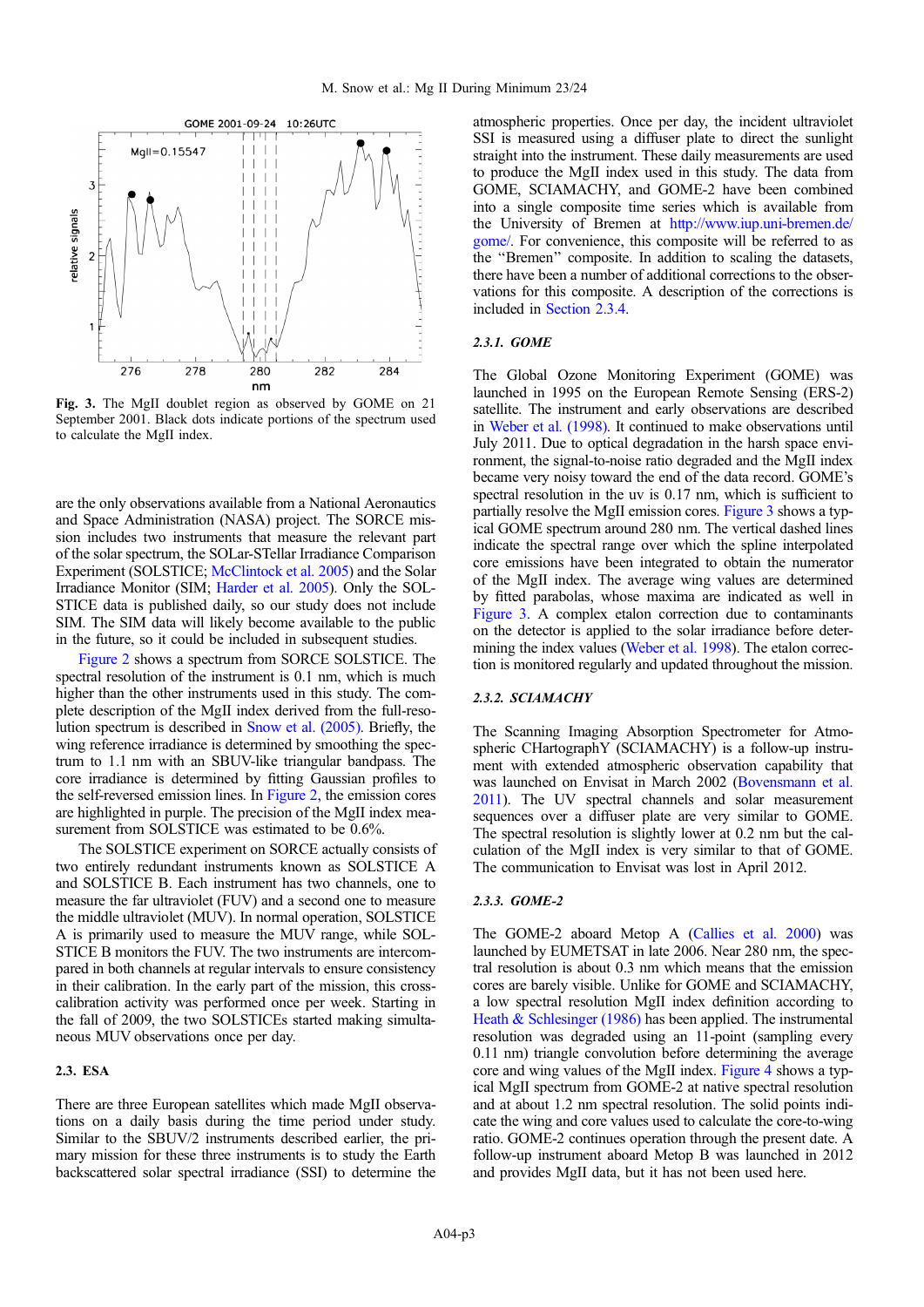GOME 2001-09-24 10:26UTC

MgII=0.15547

relative signals

3

2

1

276

278

280

282

284

nm

**Fig. 3.** The MgII doublet region as observed by GOME on 21 September 2001. Black dots indicate portions of the spectrum used to calculate the MgII index.

are the only observations available from a National Aeronautics and Space Administration (NASA) project. The SORCE mission includes two instruments that measure the relevant part of the solar spectrum, the SOLar-STellar Irradiance Comparison Experiment (SOLSTICE; McClintock et al. 2005) and the Solar Irradiance Monitor (SIM; Harder et al. 2005). Only the SOLSTICE data is published daily, so our study does not include SIM. The SIM data will likely become available to the public in the future, so it could be included in subsequent studies.

Figure 2 shows a spectrum from SORCE SOLSTICE. The spectral resolution of the instrument is 0.1 nm, which is much higher than the other instruments used in this study. The complete description of the MgII index derived from the full-resolution spectrum is described in Snow et al. (2005). Briefly, the wing reference irradiance is determined by smoothing the spectrum to 1.1 nm with an SBUV-like triangular bandpass. The core irradiance is determined by fitting Gaussian profiles to the self-reversed emission lines. In Figure 2, the emission cores are highlighted in purple. The precision of the MgII index measurement from SOLSTICE was estimated to be 0.6%.

The SOLSTICE experiment on SORCE actually consists of two entirely redundant instruments known as SOLSTICE A and SOLSTICE B. Each instrument has two channels, one to measure the far ultraviolet (FUV) and a second one to measure the middle ultraviolet (MUV). In normal operation, SOLSTICE A is primarily used to measure the MUV range, while SOLSTICE B monitors the FUV. The two instruments are intercompared in both channels at regular intervals to ensure consistency in their calibration. In the early part of the mission, this cross-calibration activity was performed once per week. Starting in the fall of 2009, the two SOLSTICEs started making simultaneous MUV observations once per day.

### 2.3. ESA

There are three European satellites which made MgII observations on a daily basis during the time period under study. Similar to the SBUV/2 instruments described earlier, the primary mission for these three instruments is to study the Earth backscattered solar spectral irradiance (SSI) to determine the atmospheric properties. Once per day, the incident ultraviolet SSI is measured using a diffuser plate to direct the sunlight straight into the instrument. These daily measurements are used to produce the MgII index used in this study. The data from GOME, SCIAMACHY, and GOME-2 have been combined into a single composite time series which is available from the University of Bremen at http://www.iup.uni-bremen.de/gome/. For convenience, this composite will be referred to as the "Bremen" composite. In addition to scaling the datasets, there have been a number of additional corrections to the observations for this composite. A description of the corrections is included in Section 2.3.4.

#### 2.3.1. GOME

The Global Ozone Monitoring Experiment (GOME) was launched in 1995 on the European Remote Sensing (ERS-2) satellite. The instrument and early observations are described in Weber et al. (1998). It continued to make observations until July 2011. Due to optical degradation in the harsh space environment, the signal-to-noise ratio degraded and the MgII index became very noisy toward the end of the data record. GOME's spectral resolution in the uv is 0.17 nm, which is sufficient to partially resolve the MgII emission cores. Figure 3 shows a typical GOME spectrum around 280 nm. The vertical dashed lines indicate the spectral range over which the spline interpolated core emissions have been integrated to obtain the numerator of the MgII index. The average wing values are determined by fitted parabolas, whose maxima are indicated as well in Figure 3. A complex etalon correction due to contaminants on the detector is applied to the solar irradiance before determining the index values (Weber et al. 1998). The etalon correction is monitored regularly and updated throughout the mission.

#### 2.3.2. SCIAMACHY

The Scanning Imaging Absorption Spectrometer for Atmospheric CHartographY (SCIAMACHY) is a follow-up instrument with extended atmospheric observation capability that was launched on Envisat in March 2002 (Bovensmann et al. 2011). The UV spectral channels and solar measurement sequences over a diffuser plate are very similar to GOME. The spectral resolution is slightly lower at 0.2 nm but the calculation of the MgII index is very similar to that of GOME. The communication to Envisat was lost in April 2012.

#### 2.3.3. GOME-2

The GOME-2 aboard Metop A (Callies et al. 2000) was launched by EUMETSAT in late 2006. Near 280 nm, the spectral resolution is about 0.3 nm which means that the emission cores are barely visible. Unlike for GOME and SCIAMACHY, a low spectral resolution MgII index definition according to Heath & Schlesinger (1986) has been applied. The instrumental resolution was degraded using an 11-point (sampling every 0.11 nm) triangle convolution before determining the average core and wing values of the MgII index. Figure 4 shows a typical MgII spectrum from GOME-2 at native spectral resolution and at about 1.2 nm spectral resolution. The solid points indicate the wing and core values used to calculate the core-to-wing ratio. GOME-2 continues operation through the present date. A follow-up instrument aboard Metop B was launched in 2012 and provides MgII data, but it has not been used here.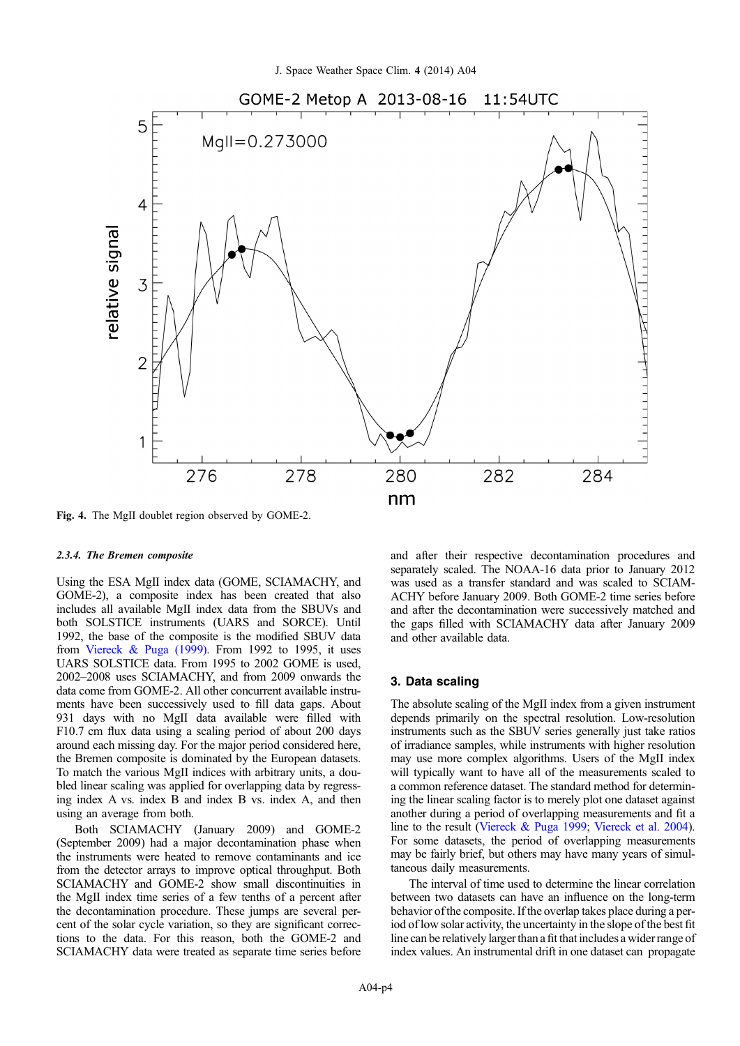GOME-2 Metop A 2013-08-16 11:54UTC

MgII=0.273000

relative signal

5
4
3
2
1

276
278
280
282
284

nm

**Fig. 4.** The MgII doublet region observed by GOME-2.

### 2.3.4. The Bremen composite

Using the ESA MgII index data (GOME, SCIAMACHY, and GOME-2), a composite index has been created that also includes all available MgII index data from the SBUVs and both SOLSTICE instruments (UARS and SORCE). Until 1992, the base of the composite is the modified SBUV data from Viereck & Puga (1999). From 1992 to 1995, it uses UARS SOLSTICE data. From 1995 to 2002 GOME is used, 2002–2008 uses SCIAMACHY, and from 2009 onwards the data come from GOME-2. All other concurrent available instruments have been successively used to fill data gaps. About 931 days with no MgII data available were filled with F10.7 cm flux data using a scaling period of about 200 days around each missing day. For the major period considered here, the Bremen composite is dominated by the European datasets. To match the various MgII indices with arbitrary units, a doubled linear scaling was applied for overlapping data by regressing index A vs. index B and index B vs. index A, and then using an average from both.

Both SCIAMACHY (January 2009) and GOME-2 (September 2009) had a major decontamination phase when the instruments were heated to remove contaminants and ice from the detector arrays to improve optical throughput. Both SCIAMACHY and GOME-2 show small discontinuities in the MgII index time series of a few tenths of a percent after the decontamination procedure. These jumps are several percent of the solar cycle variation, so they are significant corrections to the data. For this reason, both the GOME-2 and SCIAMACHY data were treated as separate time series before and after their respective decontamination procedures and separately scaled. The NOAA-16 data prior to January 2012 was used as a transfer standard and was scaled to SCIAMACHY before January 2009. Both GOME-2 time series before and after the decontamination were successively matched and the gaps filled with SCIAMACHY data after January 2009 and other available data.

## 3. Data scaling

The absolute scaling of the MgII index from a given instrument depends primarily on the spectral resolution. Low-resolution instruments such as the SBUV series generally just take ratios of irradiance samples, while instruments with higher resolution may use more complex algorithms. Users of the MgII index will typically want to have all of the measurements scaled to a common reference dataset. The standard method for determining the linear scaling factor is to merely plot one dataset against another during a period of overlapping measurements and fit a line to the result (Viereck & Puga 1999; Viereck et al. 2004). For some datasets, the period of overlapping measurements may be fairly brief, but others may have many years of simultaneous daily measurements.

The interval of time used to determine the linear correlation between two datasets can have an influence on the long-term behavior of the composite. If the overlap takes place during a period of low solar activity, the uncertainty in the slope of the best fit line can be relatively larger than a fit that includes a wider range of index values. An instrumental drift in one dataset can propagate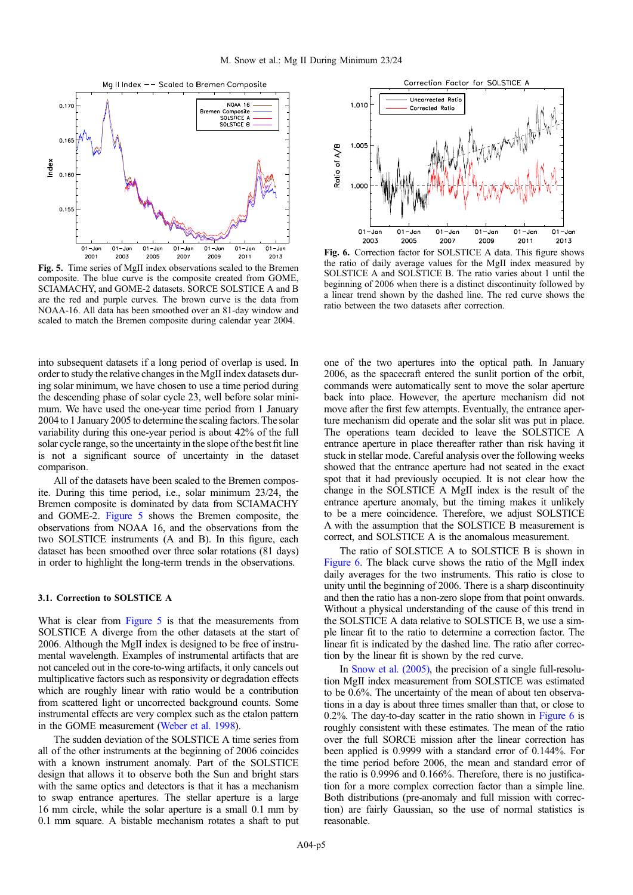**Fig. 5.** Time series of MgII index observations scaled to the Bremen composite. The blue curve is the composite created from GOME, SCIAMACHY, and GOME-2 datasets. SORCE SOLSTICE A and B are the red and purple curves. The brown curve is the data from NOAA-16. All data has been smoothed over an 81-day window and scaled to match the Bremen composite during calendar year 2004.

**Fig. 6.** Correction factor for SOLSTICE A data. This figure shows the ratio of daily average values for the MgII index measured by SOLSTICE A and SOLSTICE B. The ratio varies about 1 until the beginning of 2006 when there is a distinct discontinuity followed by a linear trend shown by the dashed line. The red curve shows the ratio between the two datasets after correction.

into subsequent datasets if a long period of overlap is used. In order to study the relative changes in the MgII index datasets during solar minimum, we have chosen to use a time period during the descending phase of solar cycle 23, well before solar minimum. We have used the one-year time period from 1 January 2004 to 1 January 2005 to determine the scaling factors. The solar variability during this one-year period is about 42% of the full solar cycle range, so the uncertainty in the slope of the best fit line is not a significant source of uncertainty in the dataset comparison.

All of the datasets have been scaled to the Bremen composite. During this time period, i.e., solar minimum 23/24, the Bremen composite is dominated by data from SCIAMACHY and GOME-2. Figure 5 shows the Bremen composite, the observations from NOAA 16, and the observations from the two SOLSTICE instruments (A and B). In this figure, each dataset has been smoothed over three solar rotations (81 days) in order to highlight the long-term trends in the observations.

### 3.1. Correction to SOLSTICE A

What is clear from Figure 5 is that the measurements from SOLSTICE A diverge from the other datasets at the start of 2006. Although the MgII index is designed to be free of instrumental wavelength. Examples of instrumental artifacts that are not canceled out in the core-to-wing artifacts, it only cancels out multiplicative factors such as responsivity or degradation effects which are roughly linear with ratio would be a contribution from scattered light or uncorrected background counts. Some instrumental effects are very complex such as the etalon pattern in the GOME measurement (Weber et al. 1998).

The sudden deviation of the SOLSTICE A time series from all of the other instruments at the beginning of 2006 coincides with a known instrument anomaly. Part of the SOLSTICE design that allows it to observe both the Sun and bright stars with the same optics and detectors is that it has a mechanism to swap entrance apertures. The stellar aperture is a large 16 mm circle, while the solar aperture is a small 0.1 mm by 0.1 mm square. A bistable mechanism rotates a shaft to put one of the two apertures into the optical path. In January 2006, as the spacecraft entered the sunlit portion of the orbit, commands were automatically sent to move the solar aperture back into place. However, the aperture mechanism did not move after the first few attempts. Eventually, the entrance aperture mechanism did operate and the solar slit was put in place. The operations team decided to leave the SOLSTICE A entrance aperture in place thereafter rather than risk having it stuck in stellar mode. Careful analysis over the following weeks showed that the entrance aperture had not seated in the exact spot that it had previously occupied. It is not clear how the change in the SOLSTICE A MgII index is the result of the entrance aperture anomaly, but the timing makes it unlikely to be a mere coincidence. Therefore, we adjust SOLSTICE A with the assumption that the SOLSTICE B measurement is correct, and SOLSTICE A is the anomalous measurement.

The ratio of SOLSTICE A to SOLSTICE B is shown in Figure 6. The black curve shows the ratio of the MgII index daily averages for the two instruments. This ratio is close to unity until the beginning of 2006. There is a sharp discontinuity and then the ratio has a non-zero slope from that point onwards. Without a physical understanding of the cause of this trend in the SOLSTICE A data relative to SOLSTICE B, we use a simple linear fit to the ratio to determine a correction factor. The linear fit is indicated by the dashed line. The ratio after correction by the linear fit is shown by the red curve.

In Snow et al. (2005), the precision of a single full-resolution MgII index measurement from SOLSTICE was estimated to be 0.6%. The uncertainty of the mean of about ten observations in a day is about three times smaller than that, or close to 0.2%. The day-to-day scatter in the ratio shown in Figure 6 is roughly consistent with these estimates. The mean of the ratio over the full SORCE mission after the linear correction has been applied is 0.9999 with a standard error of 0.144%. For the time period before 2006, the mean and standard error of the ratio is 0.9996 and 0.166%. Therefore, there is no justification for a more complex correction factor than a simple line. Both distributions (pre-anomaly and full mission with correction) are fairly Gaussian, so the use of normal statistics is reasonable.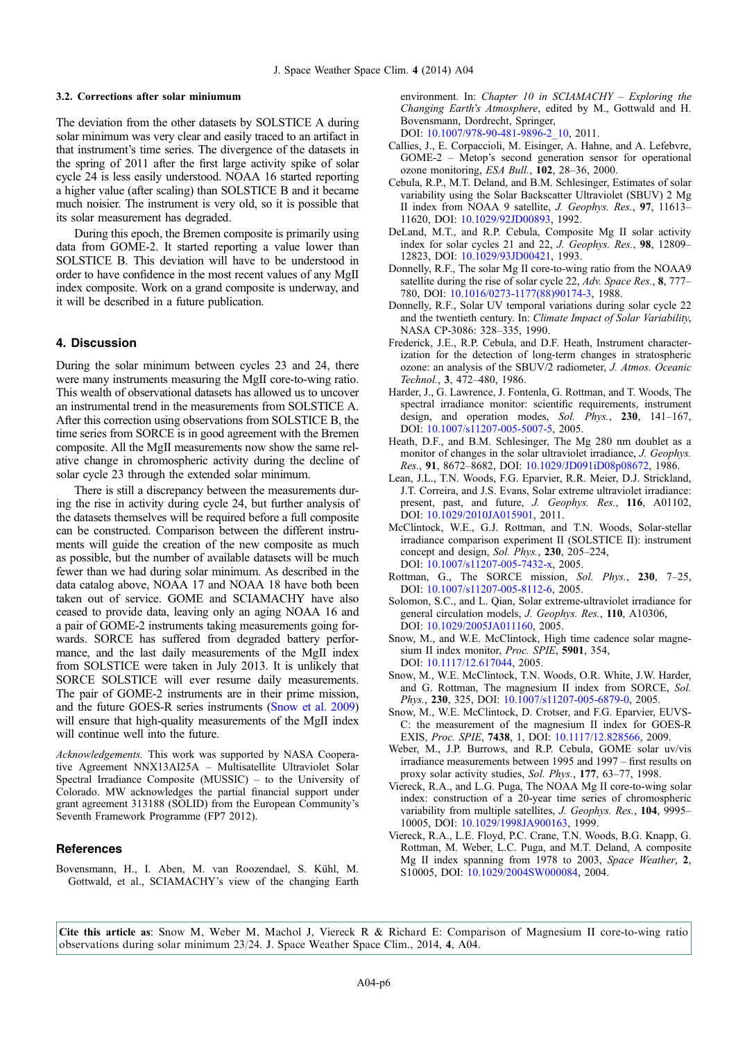### 3.2. Corrections after solar miniumum

The deviation from the other datasets by SOLSTICE A during solar minimum was very clear and easily traced to an artifact in that instrument's time series. The divergence of the datasets in the spring of 2011 after the first large activity spike of solar cycle 24 is less easily understood. NOAA 16 started reporting a higher value (after scaling) than SOLSTICE B and it became much noisier. The instrument is very old, so it is possible that its solar measurement has degraded.

During this epoch, the Bremen composite is primarily using data from GOME-2. It started reporting a value lower than SOLSTICE B. This deviation will have to be understood in order to have confidence in the most recent values of any MgII index composite. Work on a grand composite is underway, and it will be described in a future publication.

## 4. Discussion

During the solar minimum between cycles 23 and 24, there were many instruments measuring the MgII core-to-wing ratio. This wealth of observational datasets has allowed us to uncover an instrumental trend in the measurements from SOLSTICE A. After this correction using observations from SOLSTICE B, the time series from SORCE is in good agreement with the Bremen composite. All the MgII measurements now show the same relative change in chromospheric activity during the decline of solar cycle 23 through the extended solar minimum.

There is still a discrepancy between the measurements during the rise in activity during cycle 24, but further analysis of the datasets themselves will be required before a full composite can be constructed. Comparison between the different instruments will guide the creation of the new composite as much as possible, but the number of available datasets will be much fewer than we had during solar minimum. As described in the data catalog above, NOAA 17 and NOAA 18 have both been taken out of service. GOME and SCIAMACHY have also ceased to provide data, leaving only an aging NOAA 16 and a pair of GOME-2 instruments taking measurements going forwards. SORCE has suffered from degraded battery performance, and the last daily measurements of the MgII index from SOLSTICE were taken in July 2013. It is unlikely that SORCE SOLSTICE will ever resume daily measurements. The pair of GOME-2 instruments are in their prime mission, and the future GOES-R series instruments (Snow et al. 2009) will ensure that high-quality measurements of the MgII index will continue well into the future.

*Acknowledgements.* This work was supported by NASA Cooperative Agreement NNX13AI25A – Multisatellite Ultraviolet Solar Spectral Irradiance Composite (MUSSIC) – to the University of Colorado. MW acknowledges the partial financial support under grant agreement 313188 (SOLID) from the European Community's Seventh Framework Programme (FP7 2012).

## References

Bovensmann, H., I. Aben, M. van Roozendael, S. Kühl, M. Gottwald, et al., SCIAMACHY's view of the changing Earth environment. In: *Chapter 10 in SCIAMACHY – Exploring the Changing Earth's Atmosphere*, edited by M., Gottwald and H. Bovensmann, Dordrect, Springer, DOI: 10.1007/978-90-481-9896-2_10, 2011.

Callies, J., E. Corpaccioli, M. Eisinger, A. Hahne, and A. Lefebvre, GOME-2 – Metop's second generation sensor for operational ozone monitoring, *ESA Bull.*, **102**, 28–36, 2000.

Cebula, R.P., M.T. Deland, and B.M. Schlesinger, Estimates of solar variability using the Solar Backscatter Ultraviolet (SBUV) 2 Mg II index from NOAA 9 satellite, *J. Geophys. Res.*, **97**, 11613–11620, DOI: 10.1029/92JD00893, 1992.

DeLand, M.T., and R.P. Cebula, Composite Mg II solar activity index for solar cycles 21 and 22, *J. Geophys. Res.*, **98**, 12809–12823, DOI: 10.1029/93JD00421, 1993.

Donnelly, R.F., The solar Mg II core-to-wing ratio from the NOAA9 satellite during the rise of solar cycle 22, *Adv. Space Res.*, **8**, 777–780, DOI: 10.1016/0273-1177(88)90174-3, 1988.

Donnelly, R.F., Solar UV temporal variations during solar cycle 22 and the twentieth century. In: *Climate Impact of Solar Variability*, NASA CP-3086: 328–335, 1990.

Frederick, J.E., R.P. Cebula, and D.F. Heath, Instrument characterization for the detection of long-term changes in stratospheric ozone: an analysis of the SBUV/2 radiometer, *J. Atmos. Oceanic Technol.*, **3**, 472–480, 1986.

Harder, J., G. Lawrence, J. Fontenla, G. Rottman, and T. Woods, The spectral irradiance monitor: scientific requirements, instrument design, and operation modes, *Sol. Phys.*, **230**, 141–167, DOI: 10.1007/s11207-005-5007-5, 2005.

Heath, D.F., and B.M. Schlesinger, The Mg 280 nm doublet as a monitor of changes in the solar ultraviolet irradiance, *J. Geophys. Res.*, **91**, 8672–8682, DOI: 10.1029/JD091iD08p08672, 1986.

Lean, J.L., T.N. Woods, F.G. Eparvier, R.R. Meier, D.J. Strickland, J.T. Correira, and J.S. Evans, Solar extreme ultraviolet irradiance: present, past, and future, *J. Geophys. Res.*, **116**, A01102, DOI: 10.1029/2010JA015901, 2011.

McClintock, W.E., G.J. Rottman, and T.N. Woods, Solar-stellar irradiance comparison experiment II (SOLSTICE II): instrument concept and design, *Sol. Phys.*, **230**, 205–224, DOI: 10.1007/s11207-005-7432-x, 2005.

Rottman, G., The SORCE mission, *Sol. Phys.*, **230**, 7–25, DOI: 10.1007/s11207-005-8112-6, 2005.

Solomon, S.C., and L. Qian, Solar extreme-ultraviolet irradiance for general circulation models, *J. Geophys. Res.*, **110**, A10306, DOI: 10.1029/2005JA011160, 2005.

Snow, M., and W.E. McClintock, High time cadence solar magnesium II index monitor, *Proc. SPIE*, **5901**, 354, DOI: 10.1117/12.617044, 2005.

Snow, M., W.E. McClintock, T.N. Woods, O.R. White, J.W. Harder, and G. Rottman, The magnesium II index from SORCE, *Sol. Phys.*, **230**, 325, DOI: 10.1007/s11207-005-6879-0, 2005.

Snow, M., W.E. McClintock, D. Crotser, and F.G. Eparvier, EUVS-C: the measurement of the magnesium II index for GOES-R EXIS, *Proc. SPIE*, **7438**, 1, DOI: 10.1117/12.828566, 2009.

Weber, M., J.P. Burrows, and R.P. Cebula, GOME solar uv/vis irradiance measurements between 1995 and 1997 – first results on proxy solar activity studies, *Sol. Phys.*, **177**, 63–77, 1998.

Viereck, R.A., and L.G. Puga, The NOAA Mg II core-to-wing solar index: construction of a 20-year time series of chromospheric variability from multiple satellites, *J. Geophys. Res.*, **104**, 9995–10005, DOI: 10.1029/1998JA900163, 1999.

Viereck, R.A., L.E. Floyd, P.C. Crane, T.N. Woods, B.G. Knapp, G. Rottman, M. Weber, L.C. Puga, and M.T. Deland, A composite Mg II index spanning from 1978 to 2003, *Space Weather*, **2**, S10005, DOI: 10.1029/2004SW000084, 2004.

**Cite this article as**: Snow M, Weber M, Machol J, Viereck R & Richard E: Comparison of Magnesium II core-to-wing ratio observations during solar minimum 23/24. J. Space Weather Space Clim., 2014, **4**, A04.